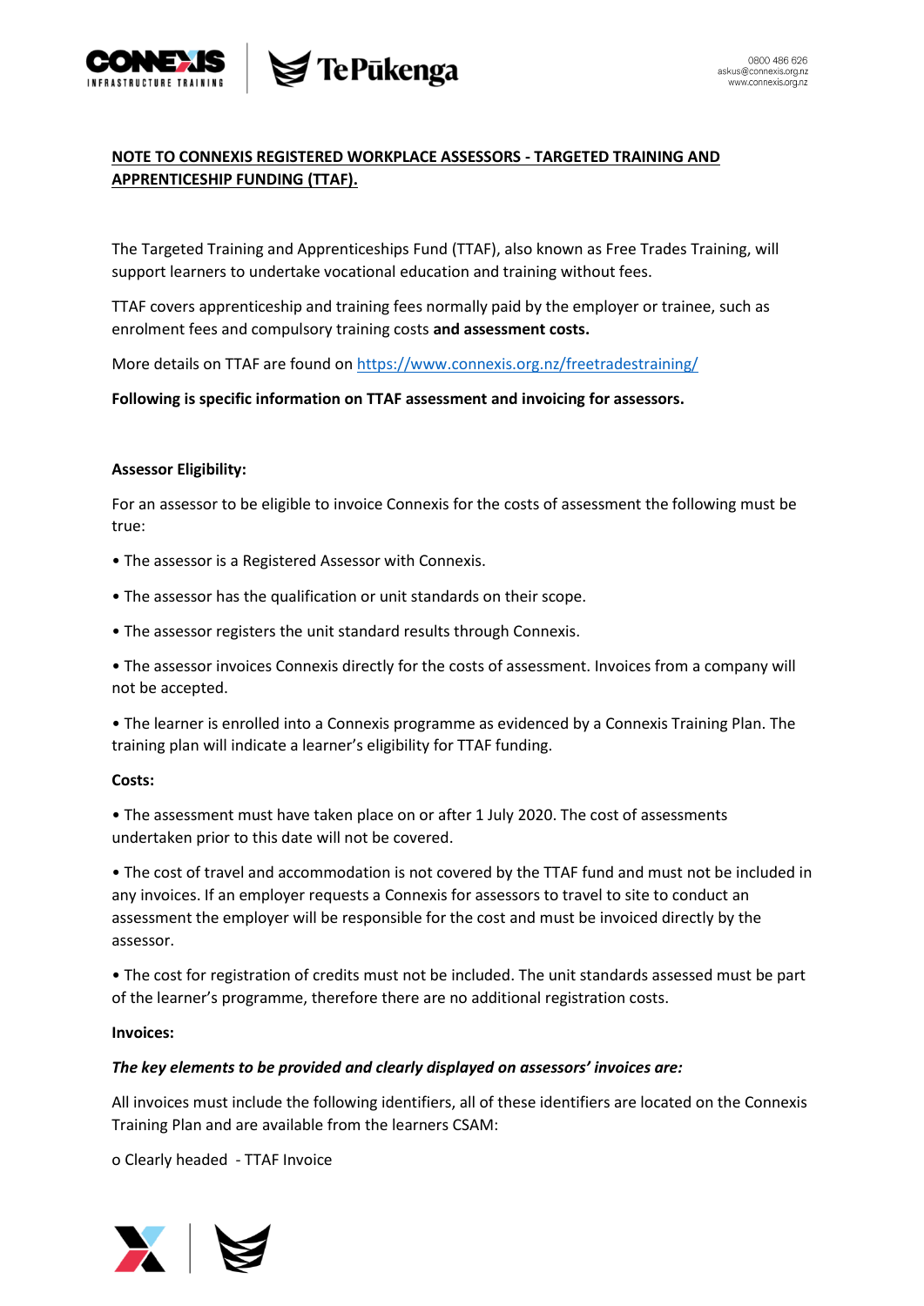## NOTE TO CONNEXIS REGISTERED WORKPLACE ASSESSORS - TARGETED TRAINING AND APPRENTICESHIP FUNDING (TTAF).

The Targeted Training and Apprenticeships Fund (TTAF), also known as Free Trades Training, will support learners to undertake vocational education and training without fees.

TTAF covers apprenticeship and training fees normally paid by the employer or trainee, such as enrolment fees and compulsory training costs **and assessment costs.**

More details on TTAF are found on [https://www.connexis.org.nz/freetradestraining/](https://www.connexis.org.nz/freetradestraining/)

**Following is specific information on TTAF assessment and invoicing for assessors.**

**Assessor Eligibility:**

For an assessor to be eligible to invoice Connexis for the costs of assessment the following must be true:

- The assessor is a Registered Assessor with Connexis.
- The assessor has the qualification or unit standards on their scope.
- The assessor registers the unit standard results through Connexis.
- The assessor invoices Connexis directly for the costs of assessment. Invoices from a company will not be accepted.
- The learner is enrolled into a Connexis programme as evidenced by a Connexis Training Plan. The training plan will indicate a learner's eligibility for TTAF funding.

**Costs:**

- The assessment must have taken place on or after 1 July 2020. The cost of assessments undertaken prior to this date will not be covered.
- The cost of travel and accommodation is not covered by the TTAF fund and must not be included in any invoices. If an employer requests a Connexis for assessors to travel to site to conduct an assessment the employer will be responsible for the cost and must be invoiced directly by the assessor.
- The cost for registration of credits must not be included. The unit standards assessed must be part of the learner's programme, therefore there are no additional registration costs.

**Invoices:**

***The key elements to be provided and clearly displayed on assessors' invoices are:***

All invoices must include the following identifiers, all of these identifiers are located on the Connexis Training Plan and are available from the learners CSAM:

- Clearly headed - TTAF Invoice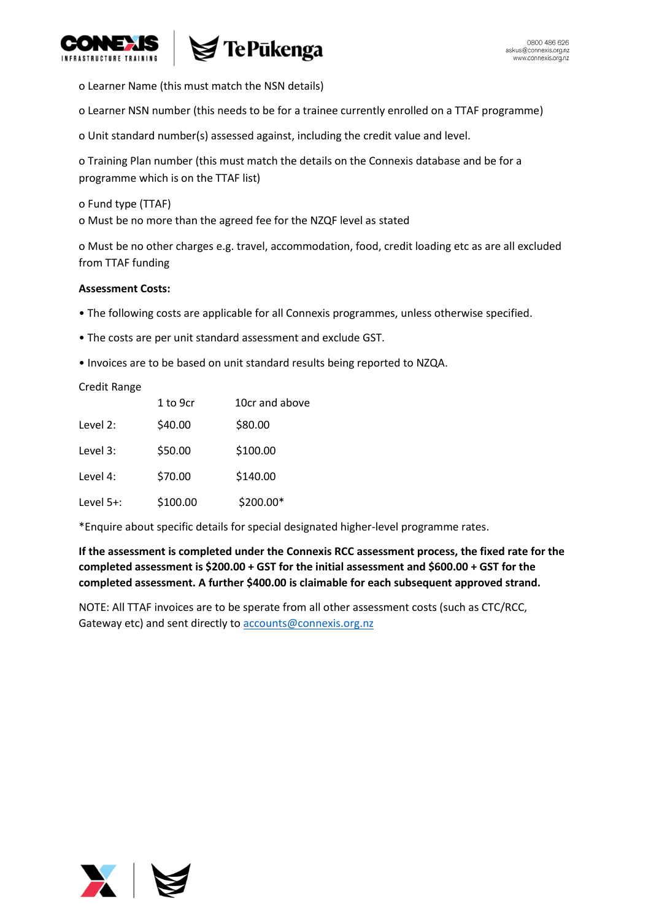o Learner Name (this must match the NSN details)

o Learner NSN number (this needs to be for a trainee currently enrolled on a TTAF programme)

o Unit standard number(s) assessed against, including the credit value and level.

o Training Plan number (this must match the details on the Connexis database and be for a programme which is on the TTAF list)

o Fund type (TTAF)
o Must be no more than the agreed fee for the NZQF level as stated

o Must be no other charges e.g. travel, accommodation, food, credit loading etc as are all excluded from TTAF funding

**Assessment Costs:**

- The following costs are applicable for all Connexis programmes, unless otherwise specified.
- The costs are per unit standard assessment and exclude GST.
- Invoices are to be based on unit standard results being reported to NZQA.

| Credit Range | 1 to 9cr | 10cr and above |
|---|---|---|
| Level 2: | $40.00 | $80.00 |
| Level 3: | $50.00 | $100.00 |
| Level 4: | $70.00 | $140.00 |
| Level 5+: | $100.00 | $200.00* |

*Enquire about specific details for special designated higher-level programme rates.

**If the assessment is completed under the Connexis RCC assessment process, the fixed rate for the completed assessment is $200.00 + GST for the initial assessment and $600.00 + GST for the completed assessment. A further $400.00 is claimable for each subsequent approved strand.**

NOTE: All TTAF invoices are to be sperate from all other assessment costs (such as CTC/RCC, Gateway etc) and sent directly to accounts@connexis.org.nz